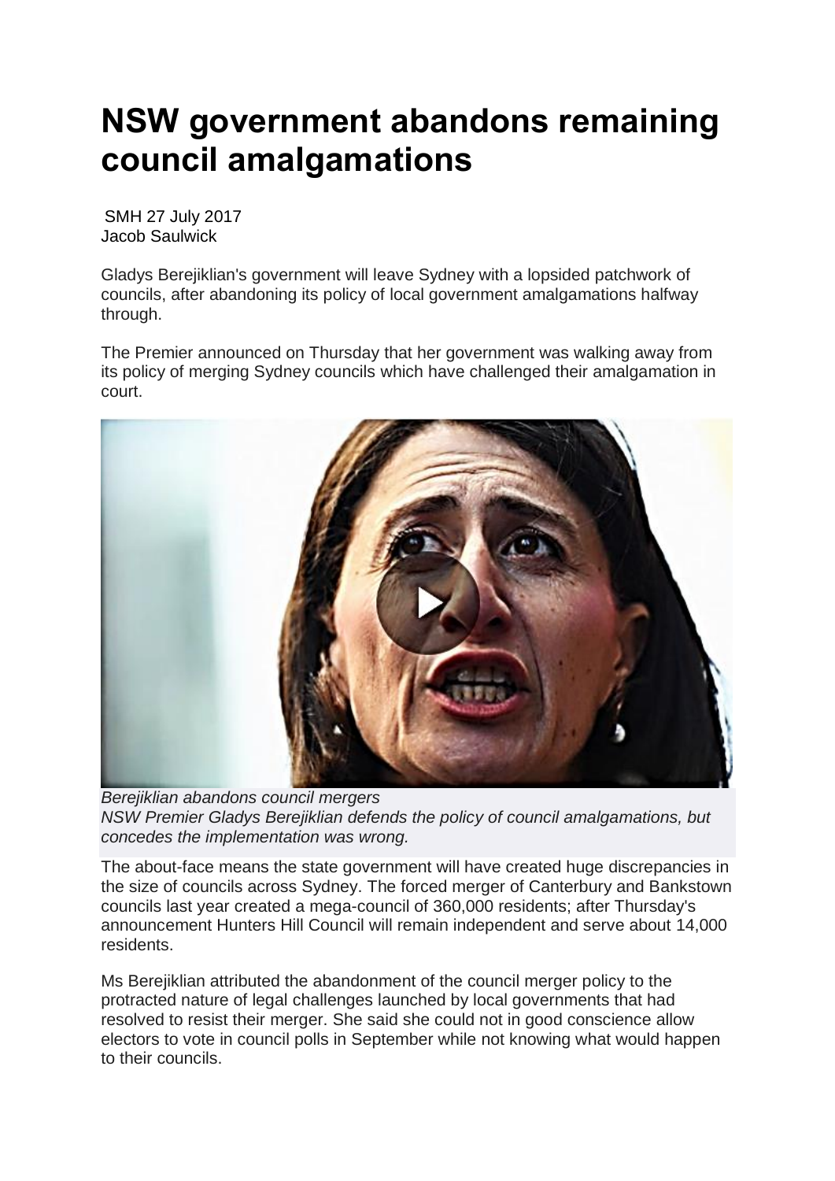# NSW government abandons remaining council amalgamations

SMH 27 July 2017
Jacob Saulwick

Gladys Berejiklian's government will leave Sydney with a lopsided patchwork of councils, after abandoning its policy of local government amalgamations halfway through.

The Premier announced on Thursday that her government was walking away from its policy of merging Sydney councils which have challenged their amalgamation in court.

*Berejiklian abandons council mergers*
*NSW Premier Gladys Berejiklian defends the policy of council amalgamations, but concedes the implementation was wrong.*

The about-face means the state government will have created huge discrepancies in the size of councils across Sydney. The forced merger of Canterbury and Bankstown councils last year created a mega-council of 360,000 residents; after Thursday's announcement Hunters Hill Council will remain independent and serve about 14,000 residents.

Ms Berejiklian attributed the abandonment of the council merger policy to the protracted nature of legal challenges launched by local governments that had resolved to resist their merger. She said she could not in good conscience allow electors to vote in council polls in September while not knowing what would happen to their councils.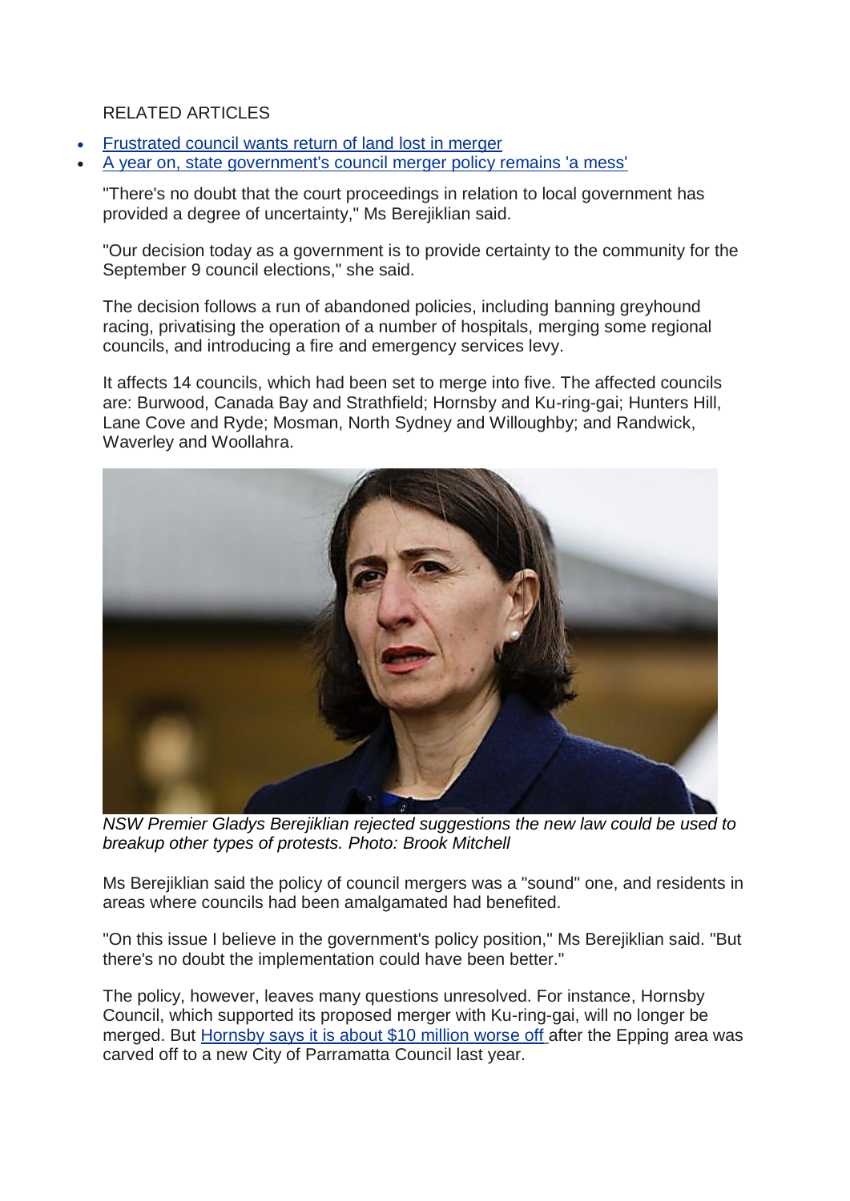RELATED ARTICLES

- [Frustrated council wants return of land lost in merger]
- [A year on, state government's council merger policy remains 'a mess']

"There's no doubt that the court proceedings in relation to local government has provided a degree of uncertainty," Ms Berejiklian said.

"Our decision today as a government is to provide certainty to the community for the September 9 council elections," she said.

The decision follows a run of abandoned policies, including banning greyhound racing, privatising the operation of a number of hospitals, merging some regional councils, and introducing a fire and emergency services levy.

It affects 14 councils, which had been set to merge into five. The affected councils are: Burwood, Canada Bay and Strathfield; Hornsby and Ku-ring-gai; Hunters Hill, Lane Cove and Ryde; Mosman, North Sydney and Willoughby; and Randwick, Waverley and Woollahra.

*NSW Premier Gladys Berejiklian rejected suggestions the new law could be used to breakup other types of protests. Photo: Brook Mitchell*

Ms Berejiklian said the policy of council mergers was a "sound" one, and residents in areas where councils had been amalgamated had benefited.

"On this issue I believe in the government's policy position," Ms Berejiklian said. "But there's no doubt the implementation could have been better."

The policy, however, leaves many questions unresolved. For instance, Hornsby Council, which supported its proposed merger with Ku-ring-gai, will no longer be merged. But [Hornsby says it is about $10 million worse off] after the Epping area was carved off to a new City of Parramatta Council last year.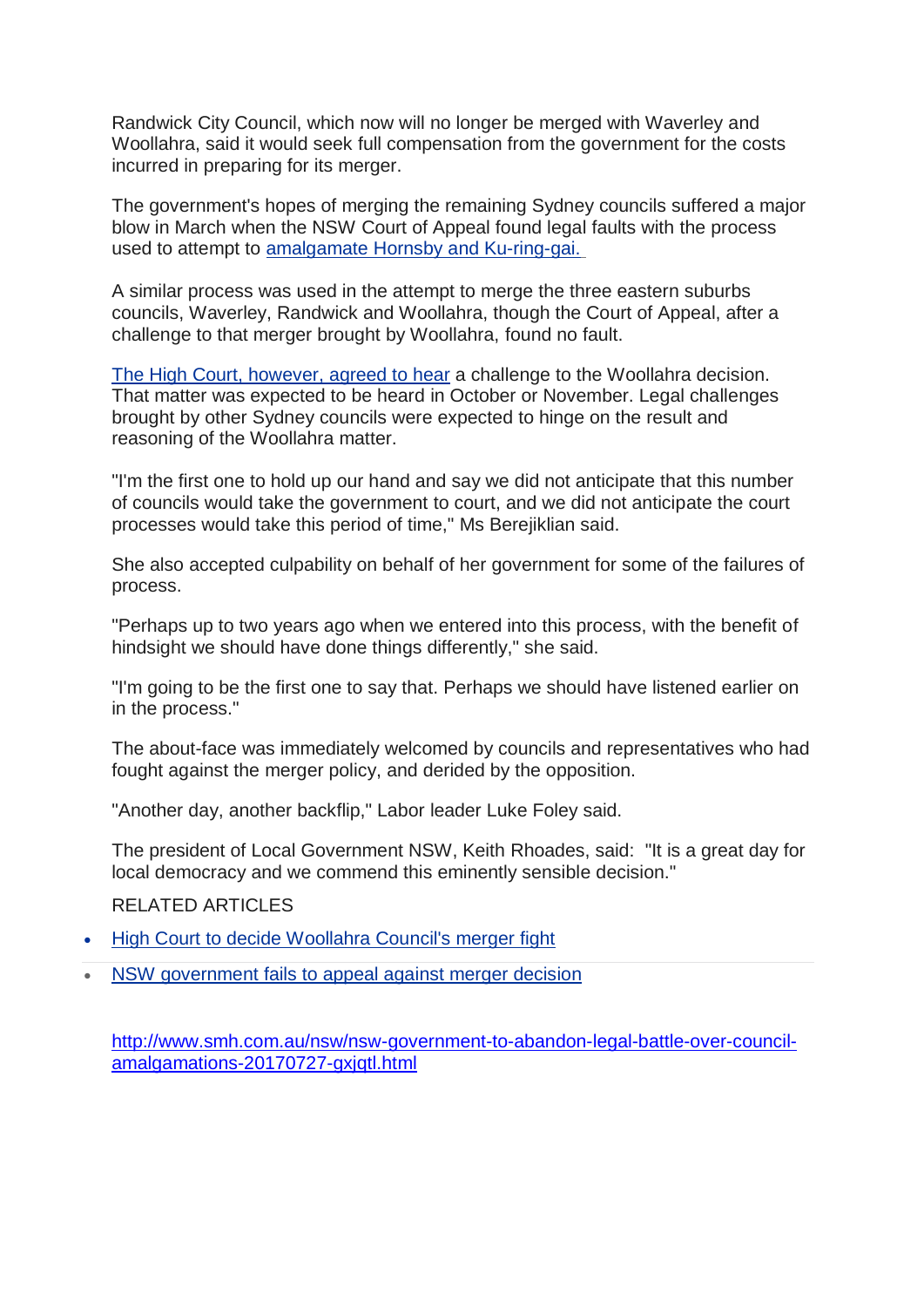Randwick City Council, which now will no longer be merged with Waverley and Woollahra, said it would seek full compensation from the government for the costs incurred in preparing for its merger.

The government's hopes of merging the remaining Sydney councils suffered a major blow in March when the NSW Court of Appeal found legal faults with the process used to attempt to [amalgamate Hornsby and Ku-ring-gai.](#)

A similar process was used in the attempt to merge the three eastern suburbs councils, Waverley, Randwick and Woollahra, though the Court of Appeal, after a challenge to that merger brought by Woollahra, found no fault.

[The High Court, however, agreed to hear](#) a challenge to the Woollahra decision. That matter was expected to be heard in October or November. Legal challenges brought by other Sydney councils were expected to hinge on the result and reasoning of the Woollahra matter.

"I'm the first one to hold up our hand and say we did not anticipate that this number of councils would take the government to court, and we did not anticipate the court processes would take this period of time," Ms Berejiklian said.

She also accepted culpability on behalf of her government for some of the failures of process.

"Perhaps up to two years ago when we entered into this process, with the benefit of hindsight we should have done things differently," she said.

"I'm going to be the first one to say that. Perhaps we should have listened earlier on in the process."

The about-face was immediately welcomed by councils and representatives who had fought against the merger policy, and derided by the opposition.

"Another day, another backflip," Labor leader Luke Foley said.

The president of Local Government NSW, Keith Rhoades, said: "It is a great day for local democracy and we commend this eminently sensible decision."

RELATED ARTICLES

- [High Court to decide Woollahra Council's merger fight](#)
- [NSW government fails to appeal against merger decision](#)

[http://www.smh.com.au/nsw/nsw-government-to-abandon-legal-battle-over-council-amalgamations-20170727-gxjqtl.html](http://www.smh.com.au/nsw/nsw-government-to-abandon-legal-battle-over-council-amalgamations-20170727-gxjqtl.html)